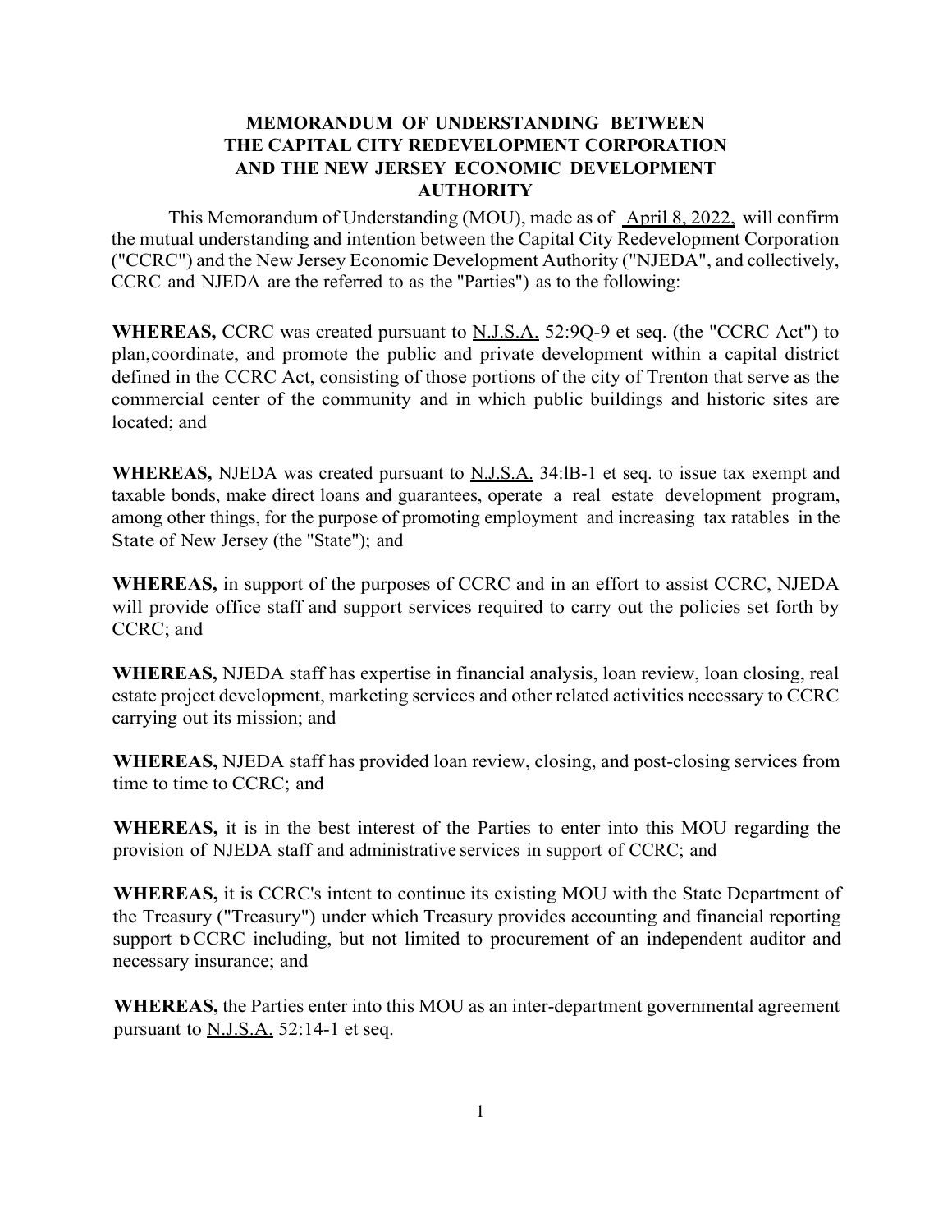# MEMORANDUM OF UNDERSTANDING BETWEEN THE CAPITAL CITY REDEVELOPMENT CORPORATION AND THE NEW JERSEY ECONOMIC DEVELOPMENT AUTHORITY

This Memorandum of Understanding (MOU), made as of April 8, 2022, will confirm the mutual understanding and intention between the Capital City Redevelopment Corporation ("CCRC") and the New Jersey Economic Development Authority ("NJEDA", and collectively, CCRC and NJEDA are the referred to as the "Parties") as to the following:

**WHEREAS,** CCRC was created pursuant to N.J.S.A. 52:9Q-9 et seq. (the "CCRC Act") to plan,coordinate, and promote the public and private development within a capital district defined in the CCRC Act, consisting of those portions of the city of Trenton that serve as the commercial center of the community and in which public buildings and historic sites are located; and

**WHEREAS,** NJEDA was created pursuant to N.J.S.A. 34:lB-1 et seq. to issue tax exempt and taxable bonds, make direct loans and guarantees, operate a real estate development program, among other things, for the purpose of promoting employment and increasing tax ratables in the State of New Jersey (the "State"); and

**WHEREAS,** in support of the purposes of CCRC and in an effort to assist CCRC, NJEDA will provide office staff and support services required to carry out the policies set forth by CCRC; and

**WHEREAS,** NJEDA staff has expertise in financial analysis, loan review, loan closing, real estate project development, marketing services and other related activities necessary to CCRC carrying out its mission; and

**WHEREAS,** NJEDA staff has provided loan review, closing, and post-closing services from time to time to CCRC; and

**WHEREAS,** it is in the best interest of the Parties to enter into this MOU regarding the provision of NJEDA staff and administrative services in support of CCRC; and

**WHEREAS,** it is CCRC's intent to continue its existing MOU with the State Department of the Treasury ("Treasury") under which Treasury provides accounting and financial reporting support to CCRC including, but not limited to procurement of an independent auditor and necessary insurance; and

**WHEREAS,** the Parties enter into this MOU as an inter-department governmental agreement pursuant to N.J.S.A. 52:14-1 et seq.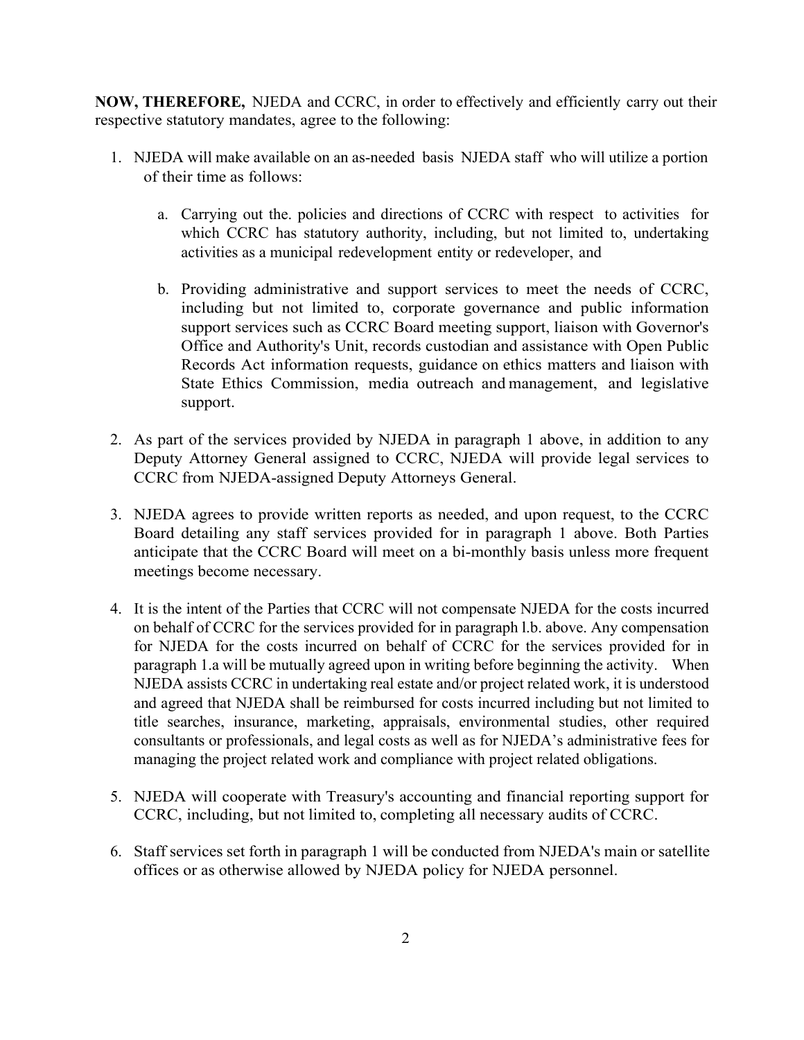**NOW, THEREFORE,** NJEDA and CCRC, in order to effectively and efficiently carry out their respective statutory mandates, agree to the following:

1. NJEDA will make available on an as-needed basis NJEDA staff who will utilize a portion of their time as follows:

   a. Carrying out the. policies and directions of CCRC with respect to activities for which CCRC has statutory authority, including, but not limited to, undertaking activities as a municipal redevelopment entity or redeveloper, and

   b. Providing administrative and support services to meet the needs of CCRC, including but not limited to, corporate governance and public information support services such as CCRC Board meeting support, liaison with Governor's Office and Authority's Unit, records custodian and assistance with Open Public Records Act information requests, guidance on ethics matters and liaison with State Ethics Commission, media outreach and management, and legislative support.

2. As part of the services provided by NJEDA in paragraph 1 above, in addition to any Deputy Attorney General assigned to CCRC, NJEDA will provide legal services to CCRC from NJEDA-assigned Deputy Attorneys General.

3. NJEDA agrees to provide written reports as needed, and upon request, to the CCRC Board detailing any staff services provided for in paragraph 1 above. Both Parties anticipate that the CCRC Board will meet on a bi-monthly basis unless more frequent meetings become necessary.

4. It is the intent of the Parties that CCRC will not compensate NJEDA for the costs incurred on behalf of CCRC for the services provided for in paragraph l.b. above. Any compensation for NJEDA for the costs incurred on behalf of CCRC for the services provided for in paragraph 1.a will be mutually agreed upon in writing before beginning the activity. When NJEDA assists CCRC in undertaking real estate and/or project related work, it is understood and agreed that NJEDA shall be reimbursed for costs incurred including but not limited to title searches, insurance, marketing, appraisals, environmental studies, other required consultants or professionals, and legal costs as well as for NJEDA's administrative fees for managing the project related work and compliance with project related obligations.

5. NJEDA will cooperate with Treasury's accounting and financial reporting support for CCRC, including, but not limited to, completing all necessary audits of CCRC.

6. Staff services set forth in paragraph 1 will be conducted from NJEDA's main or satellite offices or as otherwise allowed by NJEDA policy for NJEDA personnel.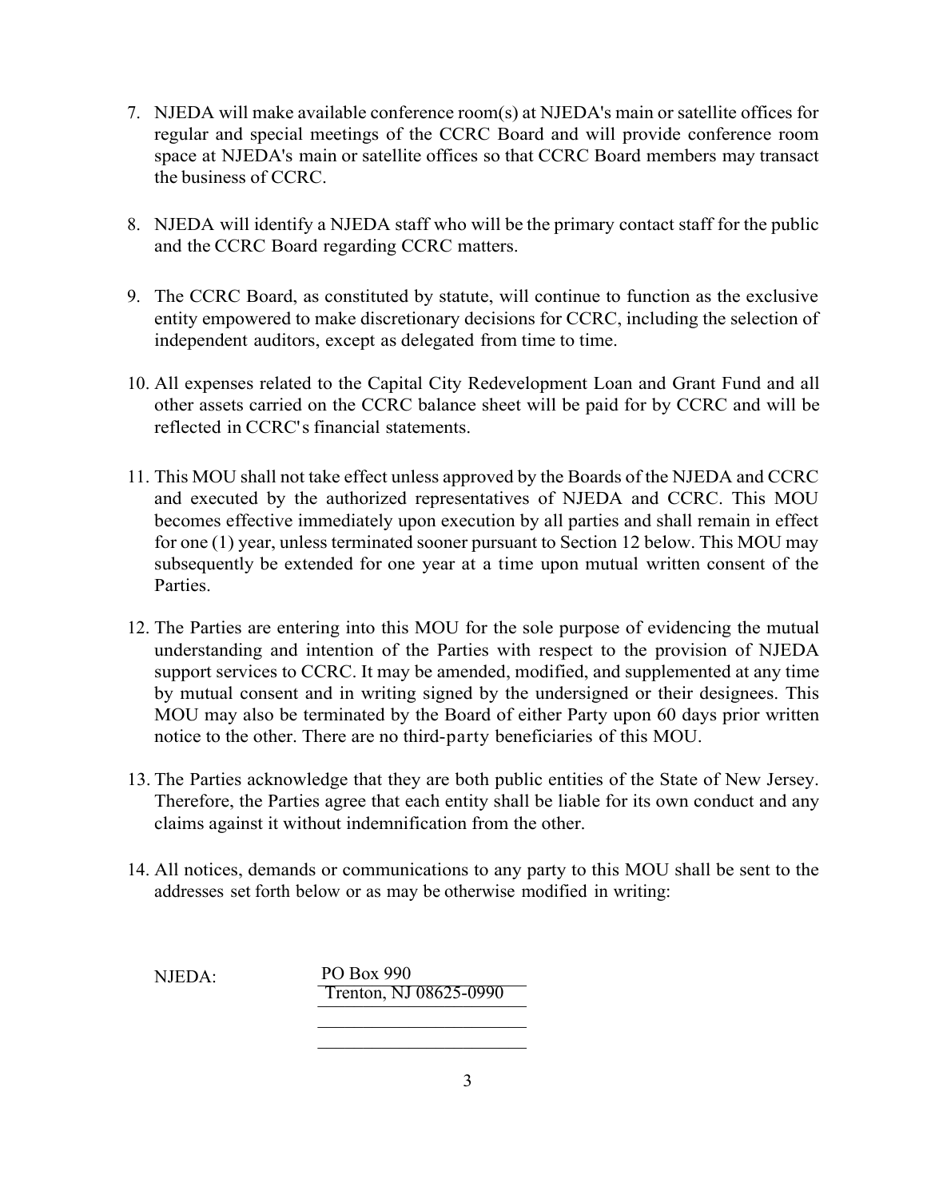7. NJEDA will make available conference room(s) at NJEDA's main or satellite offices for regular and special meetings of the CCRC Board and will provide conference room space at NJEDA's main or satellite offices so that CCRC Board members may transact the business of CCRC.

8. NJEDA will identify a NJEDA staff who will be the primary contact staff for the public and the CCRC Board regarding CCRC matters.

9. The CCRC Board, as constituted by statute, will continue to function as the exclusive entity empowered to make discretionary decisions for CCRC, including the selection of independent auditors, except as delegated from time to time.

10. All expenses related to the Capital City Redevelopment Loan and Grant Fund and all other assets carried on the CCRC balance sheet will be paid for by CCRC and will be reflected in CCRC's financial statements.

11. This MOU shall not take effect unless approved by the Boards of the NJEDA and CCRC and executed by the authorized representatives of NJEDA and CCRC. This MOU becomes effective immediately upon execution by all parties and shall remain in effect for one (1) year, unless terminated sooner pursuant to Section 12 below. This MOU may subsequently be extended for one year at a time upon mutual written consent of the Parties.

12. The Parties are entering into this MOU for the sole purpose of evidencing the mutual understanding and intention of the Parties with respect to the provision of NJEDA support services to CCRC. It may be amended, modified, and supplemented at any time by mutual consent and in writing signed by the undersigned or their designees. This MOU may also be terminated by the Board of either Party upon 60 days prior written notice to the other. There are no third-party beneficiaries of this MOU.

13. The Parties acknowledge that they are both public entities of the State of New Jersey. Therefore, the Parties agree that each entity shall be liable for its own conduct and any claims against it without indemnification from the other.

14. All notices, demands or communications to any party to this MOU shall be sent to the addresses set forth below or as may be otherwise modified in writing:

NJEDA: PO Box 990
Trenton, NJ 08625-0990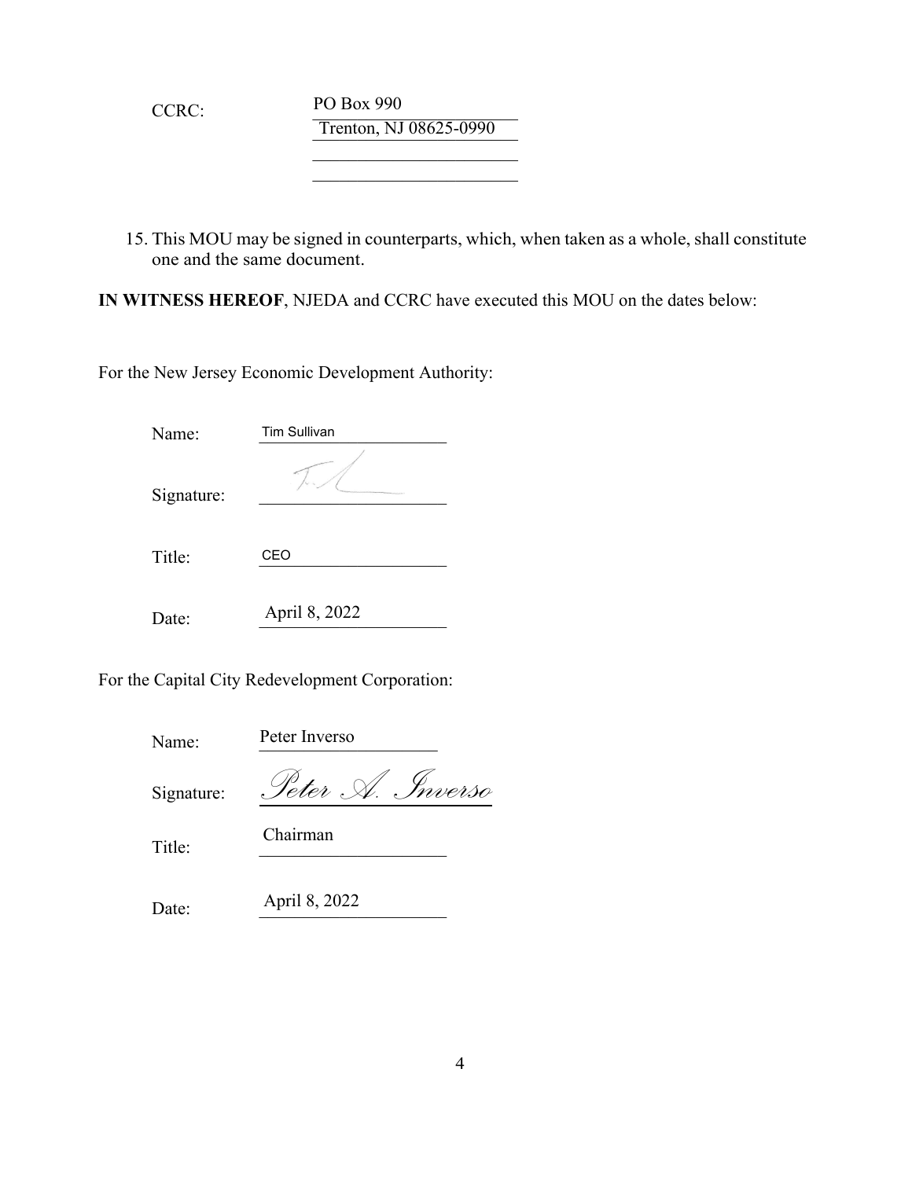CCRC: PO Box 990
Trenton, NJ 08625-0990

15. This MOU may be signed in counterparts, which, when taken as a whole, shall constitute one and the same document.

**IN WITNESS HEREOF**, NJEDA and CCRC have executed this MOU on the dates below:

For the New Jersey Economic Development Authority:

Name: Tim Sullivan

Signature:

Title: CEO

Date: April 8, 2022

For the Capital City Redevelopment Corporation:

Name: Peter Inverso

Signature: *Peter A. Inverso*

Title: Chairman

Date: April 8, 2022